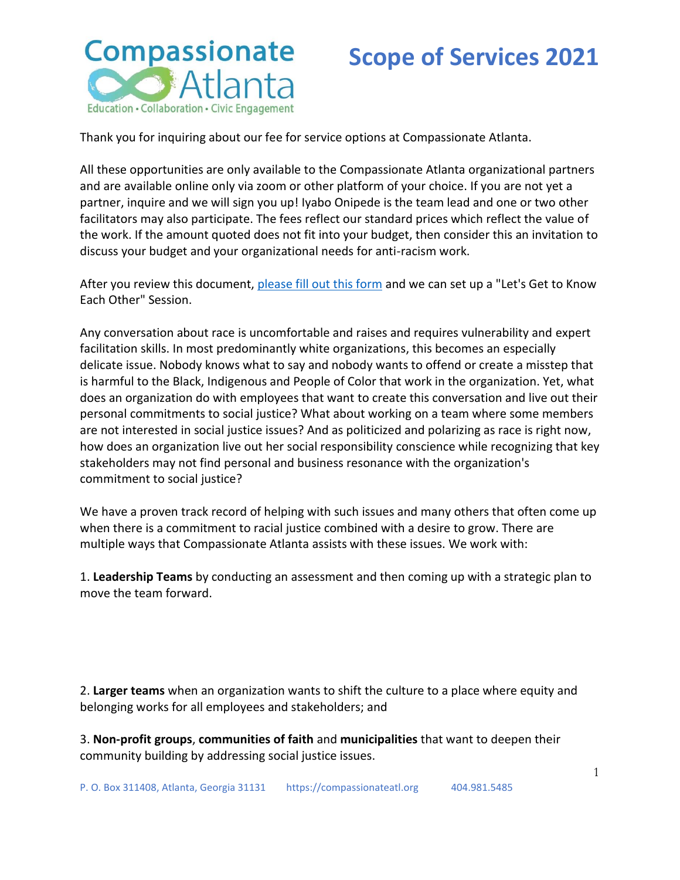# Compassionate Atlanta

Education • Collaboration • Civic Engagement

# Scope of Services 2021

Thank you for inquiring about our fee for service options at Compassionate Atlanta.

All these opportunities are only available to the Compassionate Atlanta organizational partners and are available online only via zoom or other platform of your choice. If you are not yet a partner, inquire and we will sign you up! Iyabo Onipede is the team lead and one or two other facilitators may also participate. The fees reflect our standard prices which reflect the value of the work. If the amount quoted does not fit into your budget, then consider this an invitation to discuss your budget and your organizational needs for anti-racism work.

After you review this document, please fill out this form and we can set up a "Let's Get to Know Each Other" Session.

Any conversation about race is uncomfortable and raises and requires vulnerability and expert facilitation skills. In most predominantly white organizations, this becomes an especially delicate issue. Nobody knows what to say and nobody wants to offend or create a misstep that is harmful to the Black, Indigenous and People of Color that work in the organization. Yet, what does an organization do with employees that want to create this conversation and live out their personal commitments to social justice? What about working on a team where some members are not interested in social justice issues? And as politicized and polarizing as race is right now, how does an organization live out her social responsibility conscience while recognizing that key stakeholders may not find personal and business resonance with the organization's commitment to social justice?

We have a proven track record of helping with such issues and many others that often come up when there is a commitment to racial justice combined with a desire to grow. There are multiple ways that Compassionate Atlanta assists with these issues. We work with:

1. **Leadership Teams** by conducting an assessment and then coming up with a strategic plan to move the team forward.

2. **Larger teams** when an organization wants to shift the culture to a place where equity and belonging works for all employees and stakeholders; and

3. **Non-profit groups**, **communities of faith** and **municipalities** that want to deepen their community building by addressing social justice issues.

P. O. Box 311408, Atlanta, Georgia 31131 https://compassionateatl.org 404.981.5485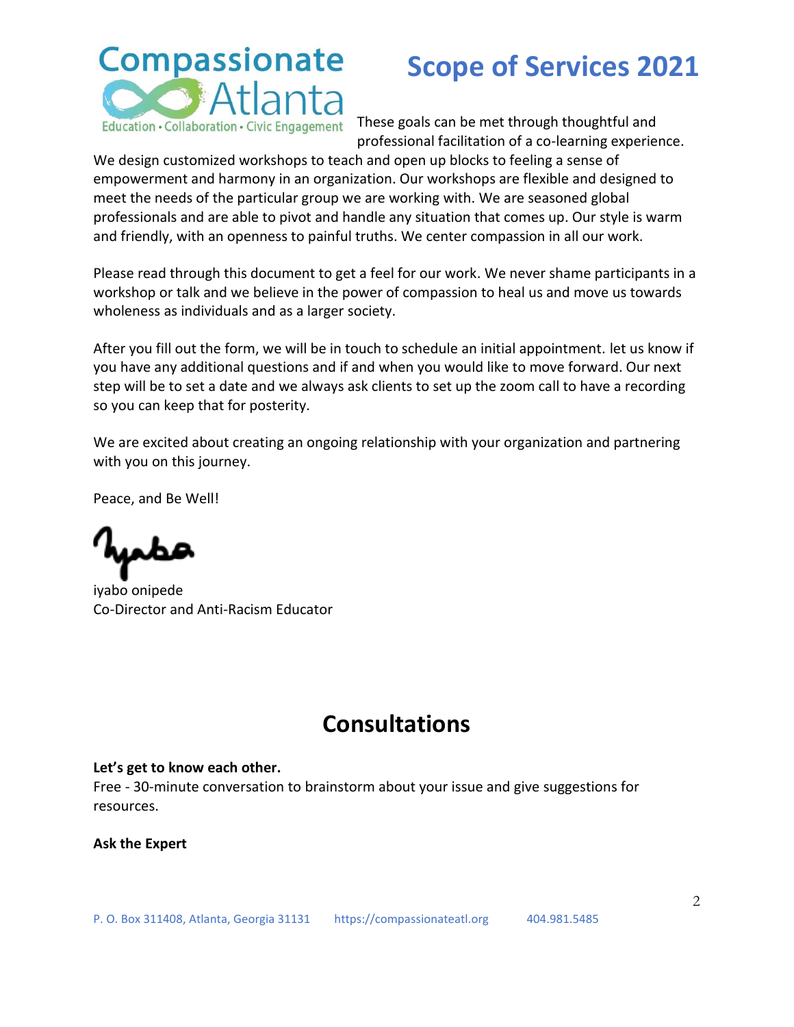# Scope of Services 2021

These goals can be met through thoughtful and professional facilitation of a co-learning experience. We design customized workshops to teach and open up blocks to feeling a sense of empowerment and harmony in an organization. Our workshops are flexible and designed to meet the needs of the particular group we are working with. We are seasoned global professionals and are able to pivot and handle any situation that comes up. Our style is warm and friendly, with an openness to painful truths. We center compassion in all our work.

Please read through this document to get a feel for our work. We never shame participants in a workshop or talk and we believe in the power of compassion to heal us and move us towards wholeness as individuals and as a larger society.

After you fill out the form, we will be in touch to schedule an initial appointment. let us know if you have any additional questions and if and when you would like to move forward. Our next step will be to set a date and we always ask clients to set up the zoom call to have a recording so you can keep that for posterity.

We are excited about creating an ongoing relationship with your organization and partnering with you on this journey.

Peace, and Be Well!

iyabo onipede
Co-Director and Anti-Racism Educator

## Consultations

**Let's get to know each other.**
Free - 30-minute conversation to brainstorm about your issue and give suggestions for resources.

**Ask the Expert**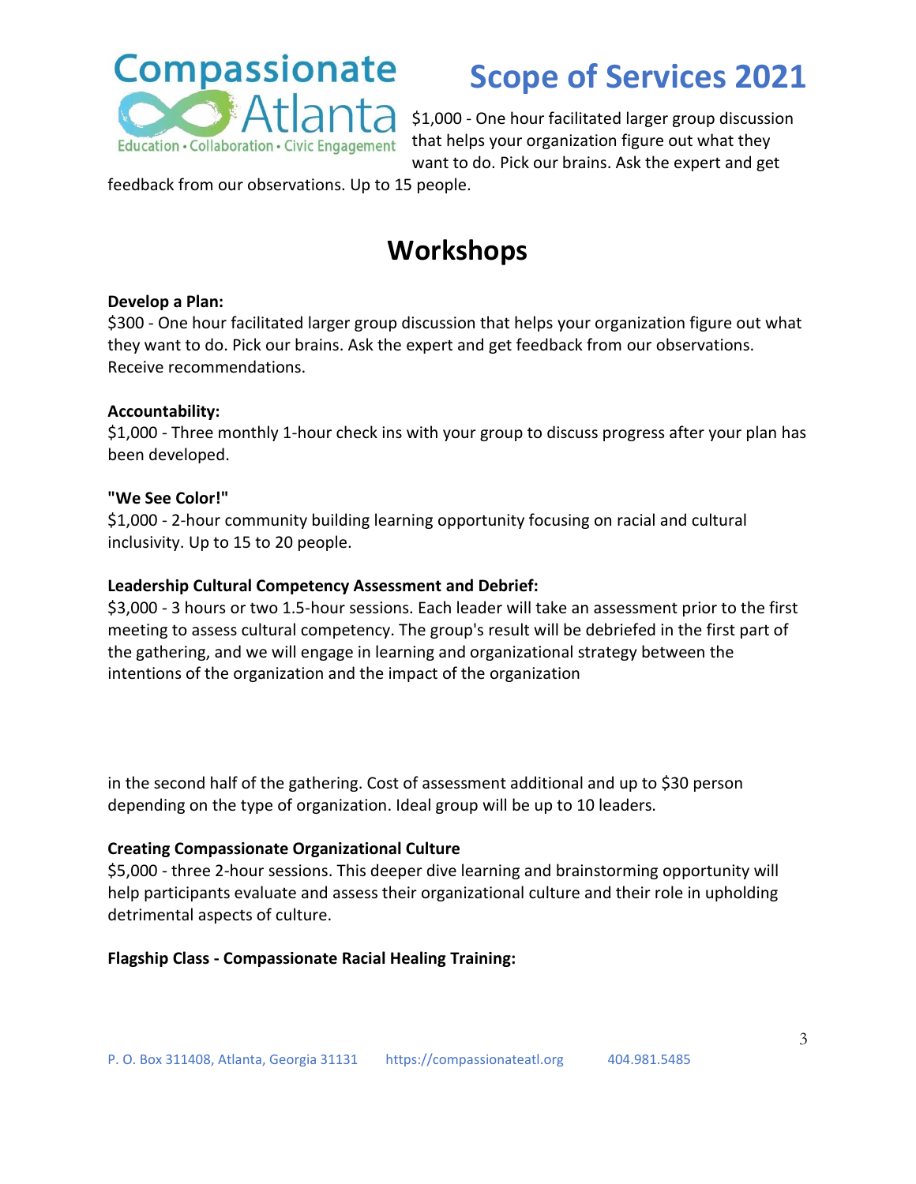# Scope of Services 2021

$1,000 - One hour facilitated larger group discussion that helps your organization figure out what they want to do. Pick our brains. Ask the expert and get feedback from our observations. Up to 15 people.

## Workshops

**Develop a Plan:**
$300 - One hour facilitated larger group discussion that helps your organization figure out what they want to do. Pick our brains. Ask the expert and get feedback from our observations. Receive recommendations.

**Accountability:**
$1,000 - Three monthly 1-hour check ins with your group to discuss progress after your plan has been developed.

**"We See Color!"**
$1,000 - 2-hour community building learning opportunity focusing on racial and cultural inclusivity. Up to 15 to 20 people.

**Leadership Cultural Competency Assessment and Debrief:**
$3,000 - 3 hours or two 1.5-hour sessions. Each leader will take an assessment prior to the first meeting to assess cultural competency. The group's result will be debriefed in the first part of the gathering, and we will engage in learning and organizational strategy between the intentions of the organization and the impact of the organization in the second half of the gathering. Cost of assessment additional and up to $30 person depending on the type of organization. Ideal group will be up to 10 leaders.

**Creating Compassionate Organizational Culture**
$5,000 - three 2-hour sessions. This deeper dive learning and brainstorming opportunity will help participants evaluate and assess their organizational culture and their role in upholding detrimental aspects of culture.

**Flagship Class - Compassionate Racial Healing Training:**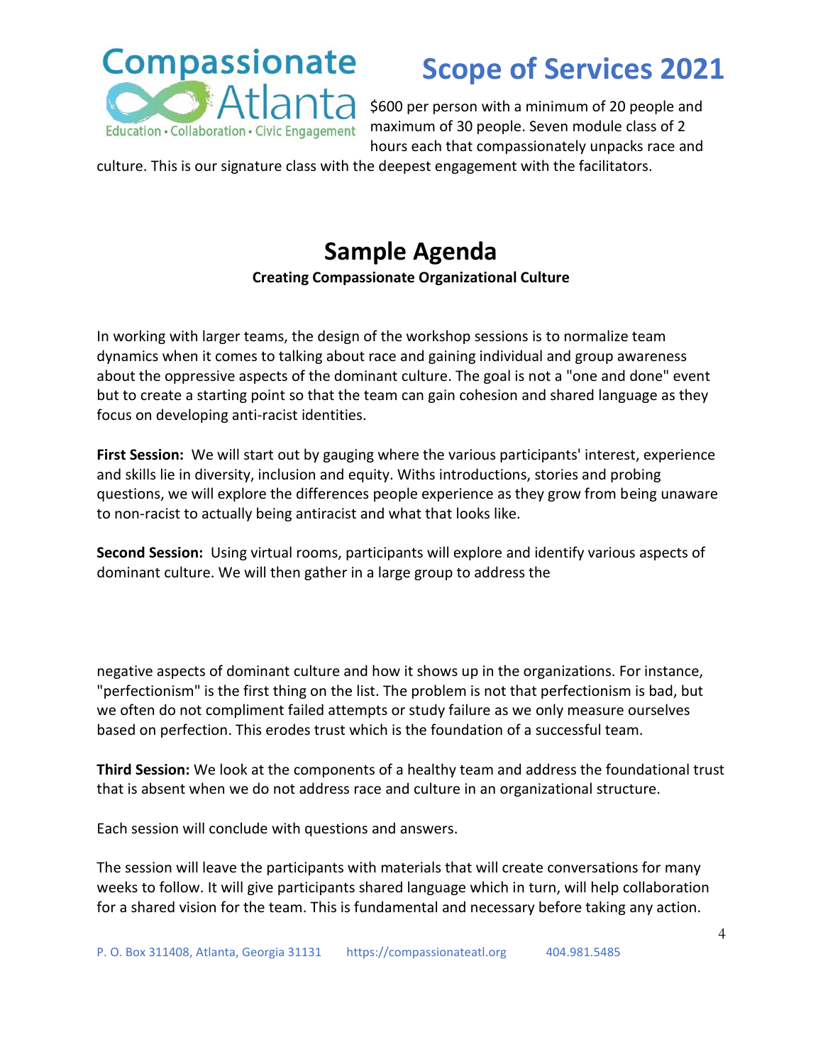# Scope of Services 2021

$600 per person with a minimum of 20 people and maximum of 30 people. Seven module class of 2 hours each that compassionately unpacks race and culture. This is our signature class with the deepest engagement with the facilitators.

## Sample Agenda

**Creating Compassionate Organizational Culture**

In working with larger teams, the design of the workshop sessions is to normalize team dynamics when it comes to talking about race and gaining individual and group awareness about the oppressive aspects of the dominant culture. The goal is not a "one and done" event but to create a starting point so that the team can gain cohesion and shared language as they focus on developing anti-racist identities.

**First Session:** We will start out by gauging where the various participants' interest, experience and skills lie in diversity, inclusion and equity. Withs introductions, stories and probing questions, we will explore the differences people experience as they grow from being unaware to non-racist to actually being antiracist and what that looks like.

**Second Session:** Using virtual rooms, participants will explore and identify various aspects of dominant culture. We will then gather in a large group to address the negative aspects of dominant culture and how it shows up in the organizations. For instance, "perfectionism" is the first thing on the list. The problem is not that perfectionism is bad, but we often do not compliment failed attempts or study failure as we only measure ourselves based on perfection. This erodes trust which is the foundation of a successful team.

**Third Session:** We look at the components of a healthy team and address the foundational trust that is absent when we do not address race and culture in an organizational structure.

Each session will conclude with questions and answers.

The session will leave the participants with materials that will create conversations for many weeks to follow. It will give participants shared language which in turn, will help collaboration for a shared vision for the team. This is fundamental and necessary before taking any action.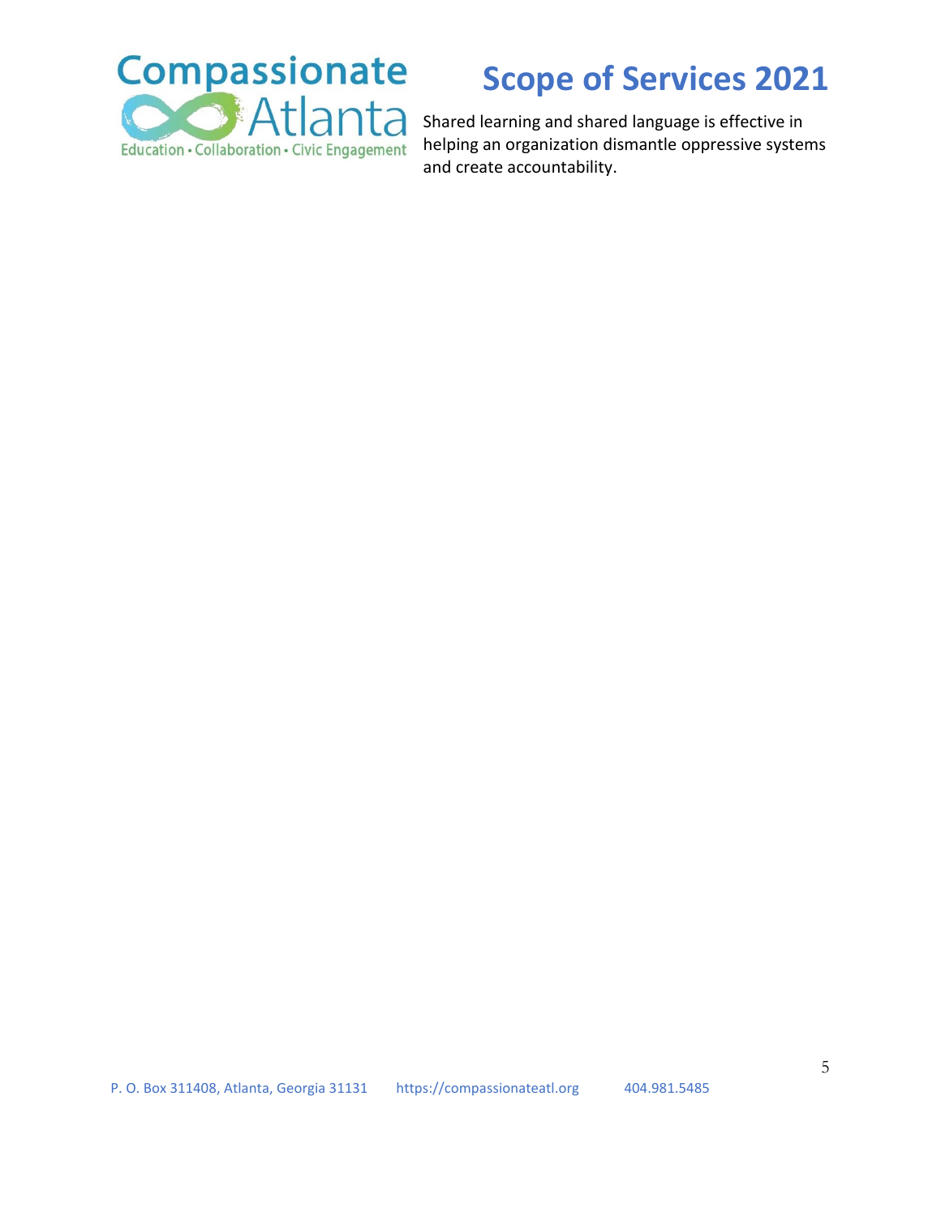# Scope of Services 2021

Shared learning and shared language is effective in helping an organization dismantle oppressive systems and create accountability.